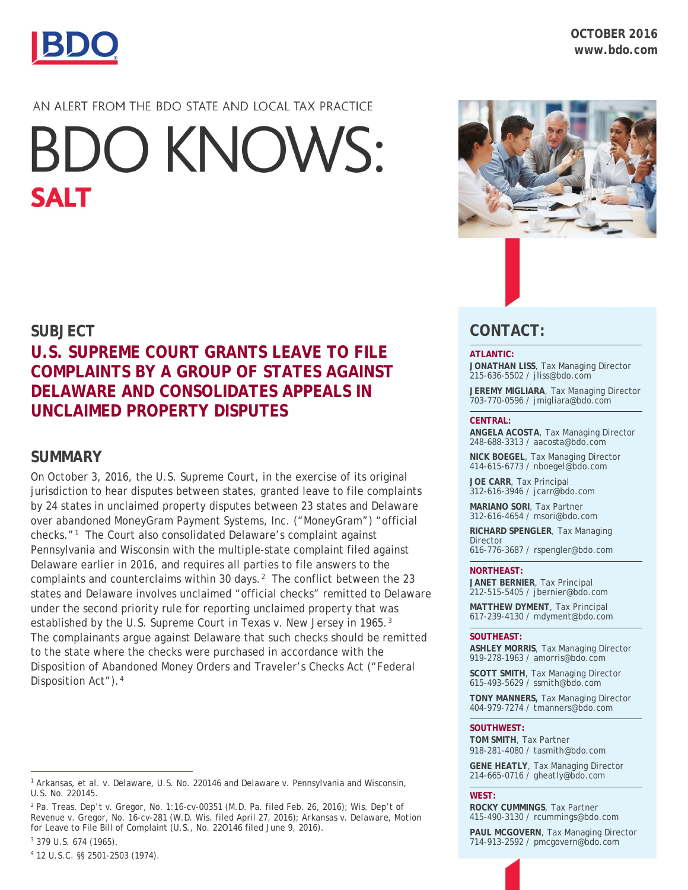OCTOBER 2016
www.bdo.com

AN ALERT FROM THE BDO STATE AND LOCAL TAX PRACTICE

# BDO KNOWS: SALT

## SUBJECT

## U.S. SUPREME COURT GRANTS LEAVE TO FILE COMPLAINTS BY A GROUP OF STATES AGAINST DELAWARE AND CONSOLIDATES APPEALS IN UNCLAIMED PROPERTY DISPUTES

## SUMMARY

On October 3, 2016, the U.S. Supreme Court, in the exercise of its original jurisdiction to hear disputes between states, granted leave to file complaints by 24 states in unclaimed property disputes between 23 states and Delaware over abandoned MoneyGram Payment Systems, Inc. ("MoneyGram") "official checks."[1] The Court also consolidated Delaware's complaint against Pennsylvania and Wisconsin with the multiple-state complaint filed against Delaware earlier in 2016, and requires all parties to file answers to the complaints and counterclaims within 30 days.[2] The conflict between the 23 states and Delaware involves unclaimed "official checks" remitted to Delaware under the second priority rule for reporting unclaimed property that was established by the U.S. Supreme Court in Texas v. New Jersey in 1965.[3] The complainants argue against Delaware that such checks should be remitted to the state where the checks were purchased in accordance with the Disposition of Abandoned Money Orders and Traveler's Checks Act ("Federal Disposition Act").[4]

---

[1] Arkansas, et al. v. Delaware, U.S. No. 220146 and Delaware v. Pennsylvania and Wisconsin, U.S. No. 220145.

[2] Pa. Treas. Dep't v. Gregor, No. 1:16-cv-00351 (M.D. Pa. filed Feb. 26, 2016); Wis. Dep't of Revenue v. Gregor, No. 16-cv-281 (W.D. Wis. filed April 27, 2016); Arkansas v. Delaware, Motion for Leave to File Bill of Complaint (U.S., No. 22O146 filed June 9, 2016).

[3] 379 U.S. 674 (1965).

[4] 12 U.S.C. §§ 2501-2503 (1974).

## CONTACT:

**ATLANTIC:**

**JONATHAN LISS**, Tax Managing Director
215-636-5502 / jliss@bdo.com

**JEREMY MIGLIARA**, Tax Managing Director
703-770-0596 / jmigliara@bdo.com

**CENTRAL:**

**ANGELA ACOSTA**, Tax Managing Director
248-688-3313 / aacosta@bdo.com

**NICK BOEGEL**, Tax Managing Director
414-615-6773 / nboegel@bdo.com

**JOE CARR**, Tax Principal
312-616-3946 / jcarr@bdo.com

**MARIANO SORI**, Tax Partner
312-616-4654 / msori@bdo.com

**RICHARD SPENGLER**, Tax Managing Director
616-776-3687 / rspengler@bdo.com

**NORTHEAST:**

**JANET BERNIER**, Tax Principal
212-515-5405 / jbernier@bdo.com

**MATTHEW DYMENT**, Tax Principal
617-239-4130 / mdyment@bdo.com

**SOUTHEAST:**

**ASHLEY MORRIS**, Tax Managing Director
919-278-1963 / amorris@bdo.com

**SCOTT SMITH**, Tax Managing Director
615-493-5629 / ssmith@bdo.com

**TONY MANNERS,** Tax Managing Director
404-979-7274 / tmanners@bdo.com

**SOUTHWEST:**

**TOM SMITH**, Tax Partner
918-281-4080 / tasmith@bdo.com

**GENE HEATLY**, Tax Managing Director
214-665-0716 / gheatly@bdo.com

**WEST:**

**ROCKY CUMMINGS**, Tax Partner
415-490-3130 / rcummings@bdo.com

**PAUL MCGOVERN**, Tax Managing Director
714-913-2592 / pmcgovern@bdo.com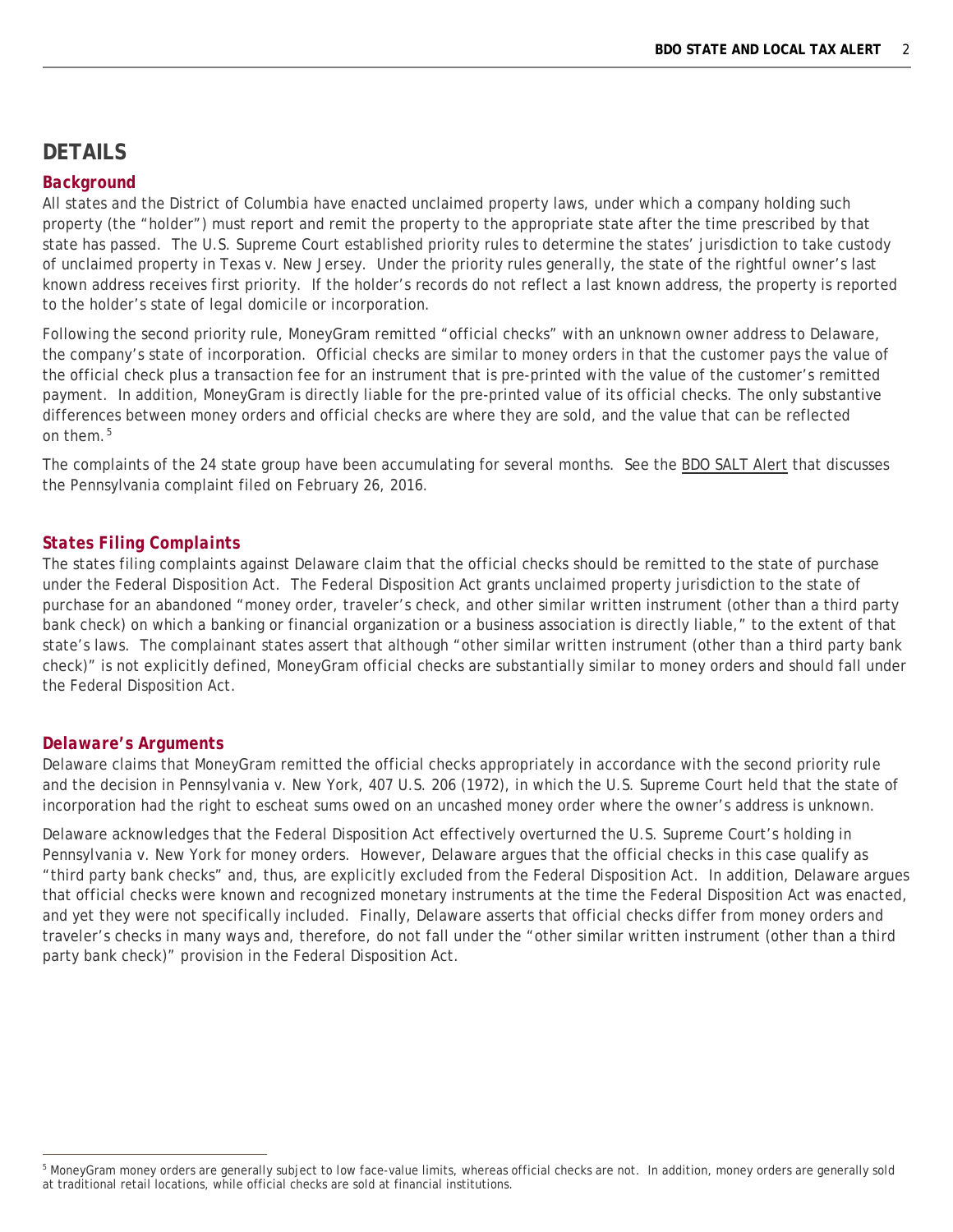## DETAILS

### Background

All states and the District of Columbia have enacted unclaimed property laws, under which a company holding such property (the "holder") must report and remit the property to the appropriate state after the time prescribed by that state has passed. The U.S. Supreme Court established priority rules to determine the states' jurisdiction to take custody of unclaimed property in Texas v. New Jersey. Under the priority rules generally, the state of the rightful owner's last known address receives first priority. If the holder's records do not reflect a last known address, the property is reported to the holder's state of legal domicile or incorporation.

Following the second priority rule, MoneyGram remitted "official checks" with an unknown owner address to Delaware, the company's state of incorporation. Official checks are similar to money orders in that the customer pays the value of the official check plus a transaction fee for an instrument that is pre-printed with the value of the customer's remitted payment. In addition, MoneyGram is directly liable for the pre-printed value of its official checks. The only substantive differences between money orders and official checks are where they are sold, and the value that can be reflected on them.[5]

The complaints of the 24 state group have been accumulating for several months. See the BDO SALT Alert that discusses the Pennsylvania complaint filed on February 26, 2016.

### States Filing Complaints

The states filing complaints against Delaware claim that the official checks should be remitted to the state of purchase under the Federal Disposition Act. The Federal Disposition Act grants unclaimed property jurisdiction to the state of purchase for an abandoned "money order, traveler's check, and other similar written instrument (other than a third party bank check) on which a banking or financial organization or a business association is directly liable," to the extent of that state's laws. The complainant states assert that although "other similar written instrument (other than a third party bank check)" is not explicitly defined, MoneyGram official checks are substantially similar to money orders and should fall under the Federal Disposition Act.

### Delaware's Arguments

Delaware claims that MoneyGram remitted the official checks appropriately in accordance with the second priority rule and the decision in *Pennsylvania v. New York*, 407 U.S. 206 (1972), in which the U.S. Supreme Court held that the state of incorporation had the right to escheat sums owed on an uncashed money order where the owner's address is unknown.

Delaware acknowledges that the Federal Disposition Act effectively overturned the U.S. Supreme Court's holding in Pennsylvania v. New York for money orders. However, Delaware argues that the official checks in this case qualify as "third party bank checks" and, thus, are explicitly excluded from the Federal Disposition Act. In addition, Delaware argues that official checks were known and recognized monetary instruments at the time the Federal Disposition Act was enacted, and yet they were not specifically included. Finally, Delaware asserts that official checks differ from money orders and traveler's checks in many ways and, therefore, do not fall under the "other similar written instrument (other than a third party bank check)" provision in the Federal Disposition Act.

---

[5] MoneyGram money orders are generally subject to low face-value limits, whereas official checks are not. In addition, money orders are generally sold at traditional retail locations, while official checks are sold at financial institutions.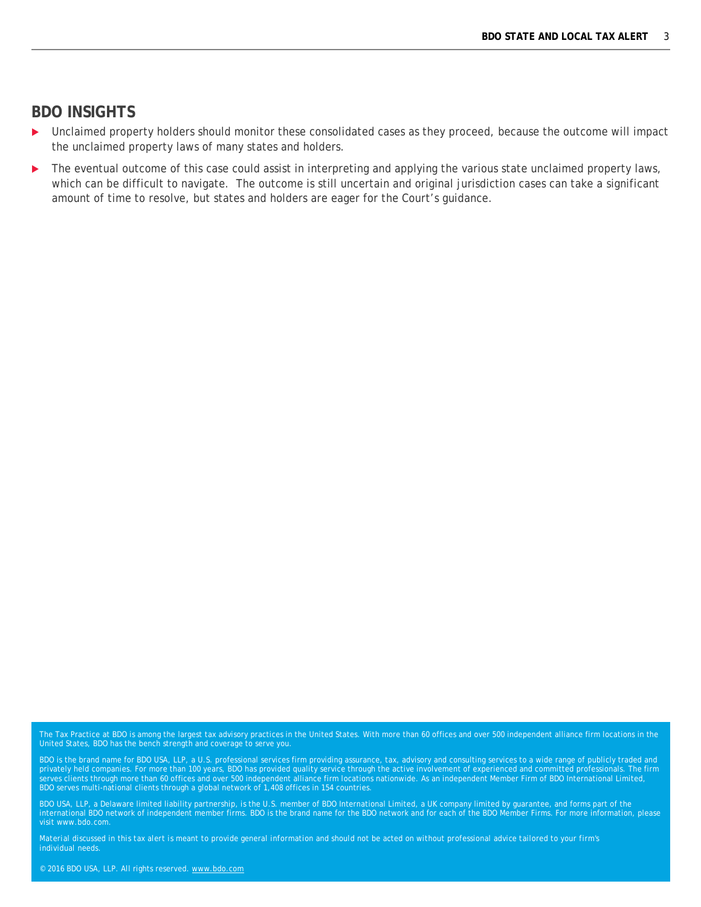## BDO INSIGHTS

- Unclaimed property holders should monitor these consolidated cases as they proceed, because the outcome will impact the unclaimed property laws of many states and holders.
- The eventual outcome of this case could assist in interpreting and applying the various state unclaimed property laws, which can be difficult to navigate. The outcome is still uncertain and original jurisdiction cases can take a significant amount of time to resolve, but states and holders are eager for the Court's guidance.

The Tax Practice at BDO is among the largest tax advisory practices in the United States. With more than 60 offices and over 500 independent alliance firm locations in the United States, BDO has the bench strength and coverage to serve you.

BDO is the brand name for BDO USA, LLP, a U.S. professional services firm providing assurance, tax, advisory and consulting services to a wide range of publicly traded and privately held companies. For more than 100 years, BDO has provided quality service through the active involvement of experienced and committed professionals. The firm serves clients through more than 60 offices and over 500 independent alliance firm locations nationwide. As an independent Member Firm of BDO International Limited, BDO serves multi-national clients through a global network of 1,408 offices in 154 countries.

BDO USA, LLP, a Delaware limited liability partnership, is the U.S. member of BDO International Limited, a UK company limited by guarantee, and forms part of the international BDO network of independent member firms. BDO is the brand name for the BDO network and for each of the BDO Member Firms. For more information, please visit www.bdo.com.

Material discussed in this tax alert is meant to provide general information and should not be acted on without professional advice tailored to your firm's individual needs.

© 2016 BDO USA, LLP. All rights reserved. www.bdo.com